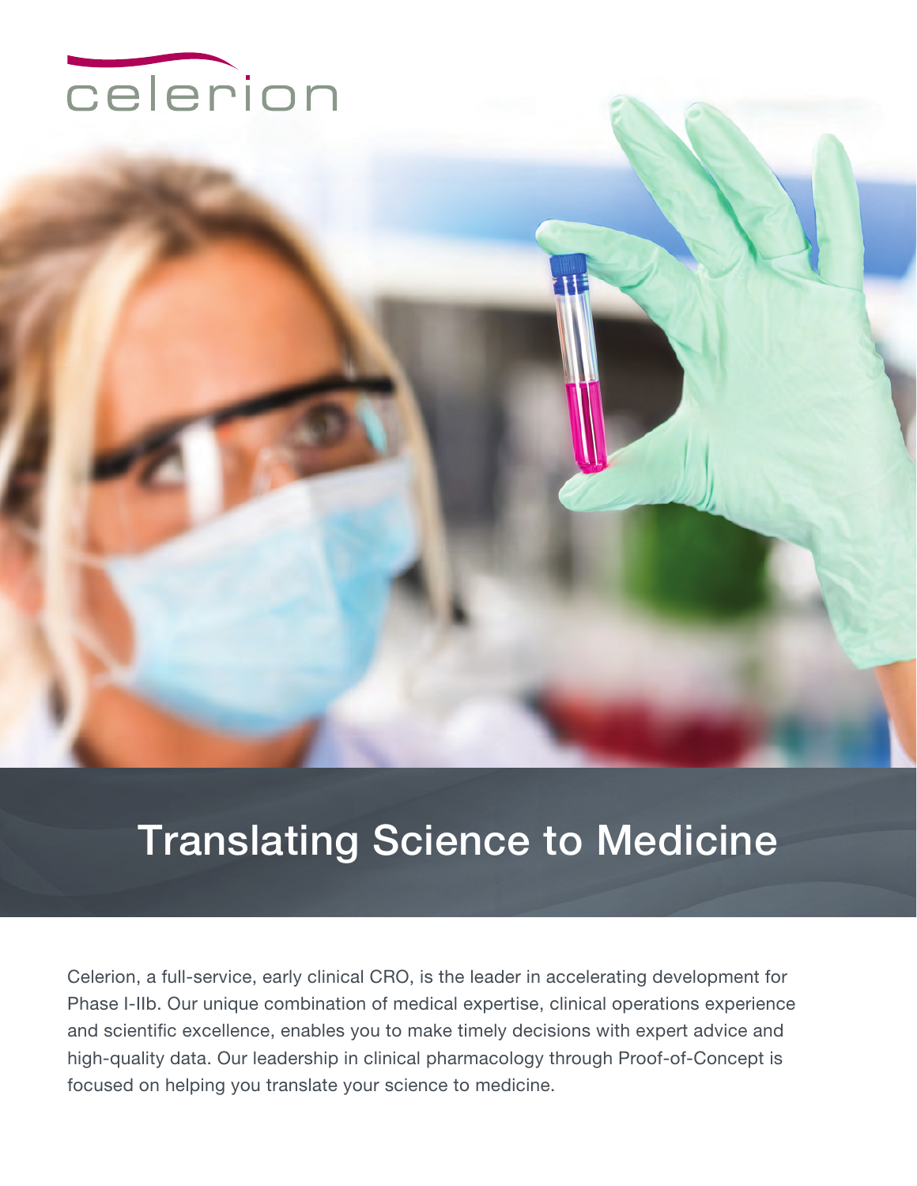celerion

# Translating Science to Medicine

Celerion, a full-service, early clinical CRO, is the leader in accelerating development for Phase I-IIb. Our unique combination of medical expertise, clinical operations experience and scientific excellence, enables you to make timely decisions with expert advice and high-quality data. Our leadership in clinical pharmacology through Proof-of-Concept is focused on helping you translate your science to medicine.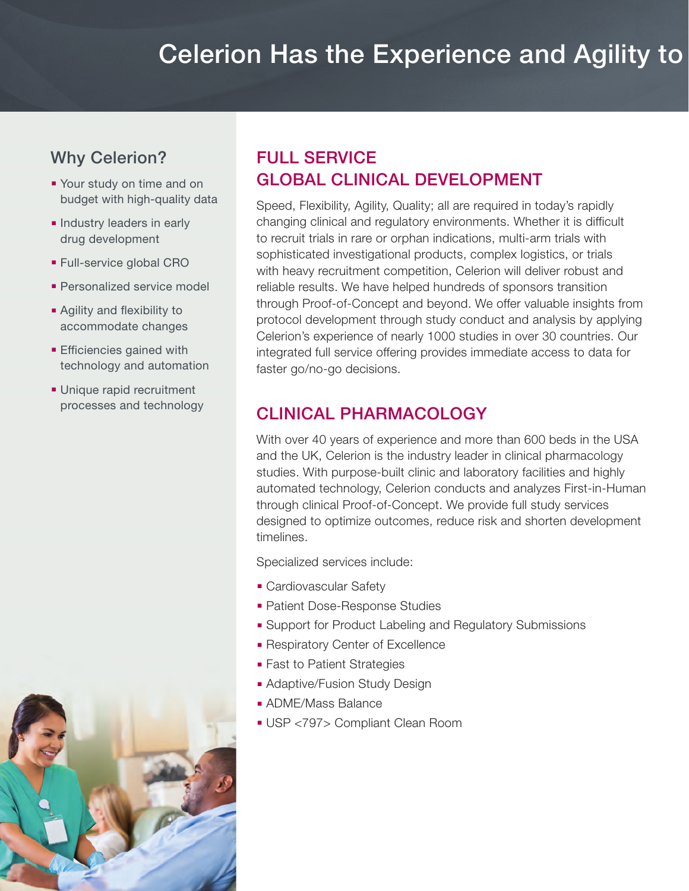# Celerion Has the Experience and Agility to

## Why Celerion?

- Your study on time and on budget with high-quality data
- Industry leaders in early drug development
- Full-service global CRO
- Personalized service model
- Agility and flexibility to accommodate changes
- Efficiencies gained with technology and automation
- Unique rapid recruitment processes and technology

## FULL SERVICE GLOBAL CLINICAL DEVELOPMENT

Speed, Flexibility, Agility, Quality; all are required in today's rapidly changing clinical and regulatory environments. Whether it is difficult to recruit trials in rare or orphan indications, multi-arm trials with sophisticated investigational products, complex logistics, or trials with heavy recruitment competition, Celerion will deliver robust and reliable results. We have helped hundreds of sponsors transition through Proof-of-Concept and beyond. We offer valuable insights from protocol development through study conduct and analysis by applying Celerion's experience of nearly 1000 studies in over 30 countries. Our integrated full service offering provides immediate access to data for faster go/no-go decisions.

## CLINICAL PHARMACOLOGY

With over 40 years of experience and more than 600 beds in the USA and the UK, Celerion is the industry leader in clinical pharmacology studies. With purpose-built clinic and laboratory facilities and highly automated technology, Celerion conducts and analyzes First-in-Human through clinical Proof-of-Concept. We provide full study services designed to optimize outcomes, reduce risk and shorten development timelines.

Specialized services include:

- Cardiovascular Safety
- Patient Dose-Response Studies
- Support for Product Labeling and Regulatory Submissions
- Respiratory Center of Excellence
- Fast to Patient Strategies
- Adaptive/Fusion Study Design
- ADME/Mass Balance
- USP <797> Compliant Clean Room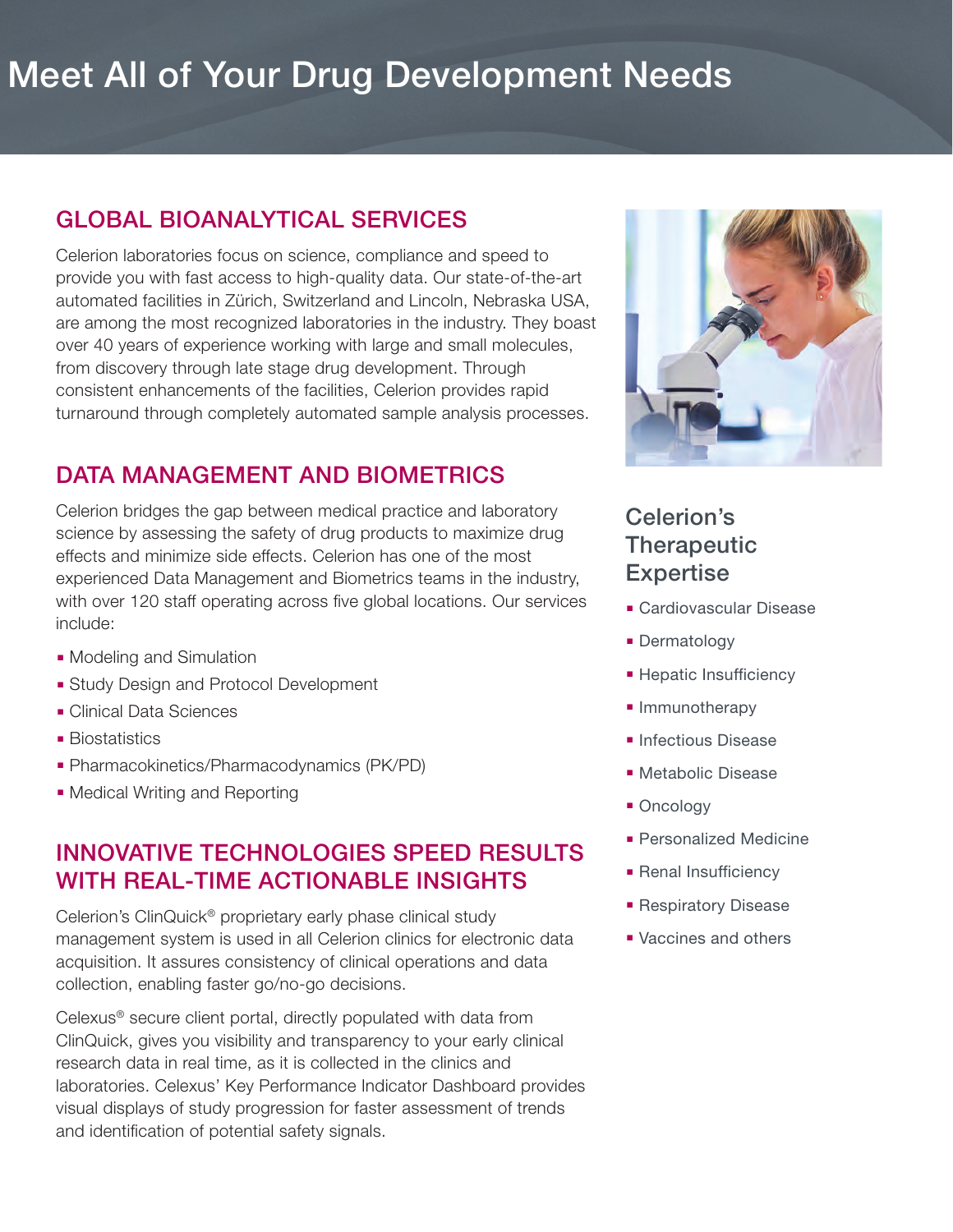# Meet All of Your Drug Development Needs

## GLOBAL BIOANALYTICAL SERVICES

Celerion laboratories focus on science, compliance and speed to provide you with fast access to high-quality data. Our state-of-the-art automated facilities in Zürich, Switzerland and Lincoln, Nebraska USA, are among the most recognized laboratories in the industry. They boast over 40 years of experience working with large and small molecules, from discovery through late stage drug development. Through consistent enhancements of the facilities, Celerion provides rapid turnaround through completely automated sample analysis processes.

## DATA MANAGEMENT AND BIOMETRICS

Celerion bridges the gap between medical practice and laboratory science by assessing the safety of drug products to maximize drug effects and minimize side effects. Celerion has one of the most experienced Data Management and Biometrics teams in the industry, with over 120 staff operating across five global locations. Our services include:

- Modeling and Simulation
- Study Design and Protocol Development
- Clinical Data Sciences
- Biostatistics
- Pharmacokinetics/Pharmacodynamics (PK/PD)
- Medical Writing and Reporting

## INNOVATIVE TECHNOLOGIES SPEED RESULTS WITH REAL-TIME ACTIONABLE INSIGHTS

Celerion's ClinQuick® proprietary early phase clinical study management system is used in all Celerion clinics for electronic data acquisition. It assures consistency of clinical operations and data collection, enabling faster go/no-go decisions.

Celexus® secure client portal, directly populated with data from ClinQuick, gives you visibility and transparency to your early clinical research data in real time, as it is collected in the clinics and laboratories. Celexus' Key Performance Indicator Dashboard provides visual displays of study progression for faster assessment of trends and identification of potential safety signals.

## Celerion's Therapeutic Expertise

- Cardiovascular Disease
- Dermatology
- Hepatic Insufficiency
- Immunotherapy
- Infectious Disease
- Metabolic Disease
- Oncology
- Personalized Medicine
- Renal Insufficiency
- Respiratory Disease
- Vaccines and others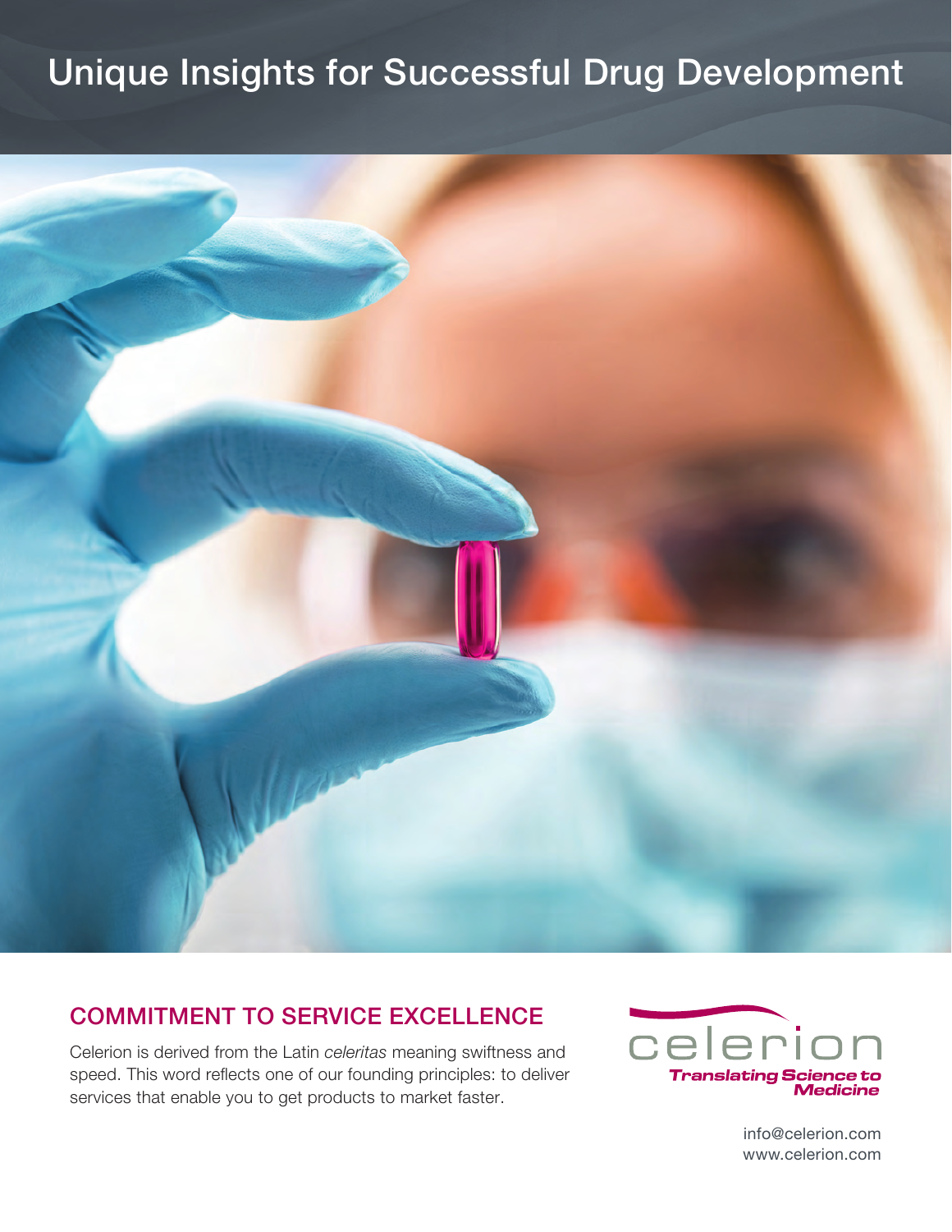# Unique Insights for Successful Drug Development

## COMMITMENT TO SERVICE EXCELLENCE

Celerion is derived from the Latin *celeritas* meaning swiftness and speed. This word reflects one of our founding principles: to deliver services that enable you to get products to market faster.

celerion

*Translating Science to Medicine*

info@celerion.com
www.celerion.com